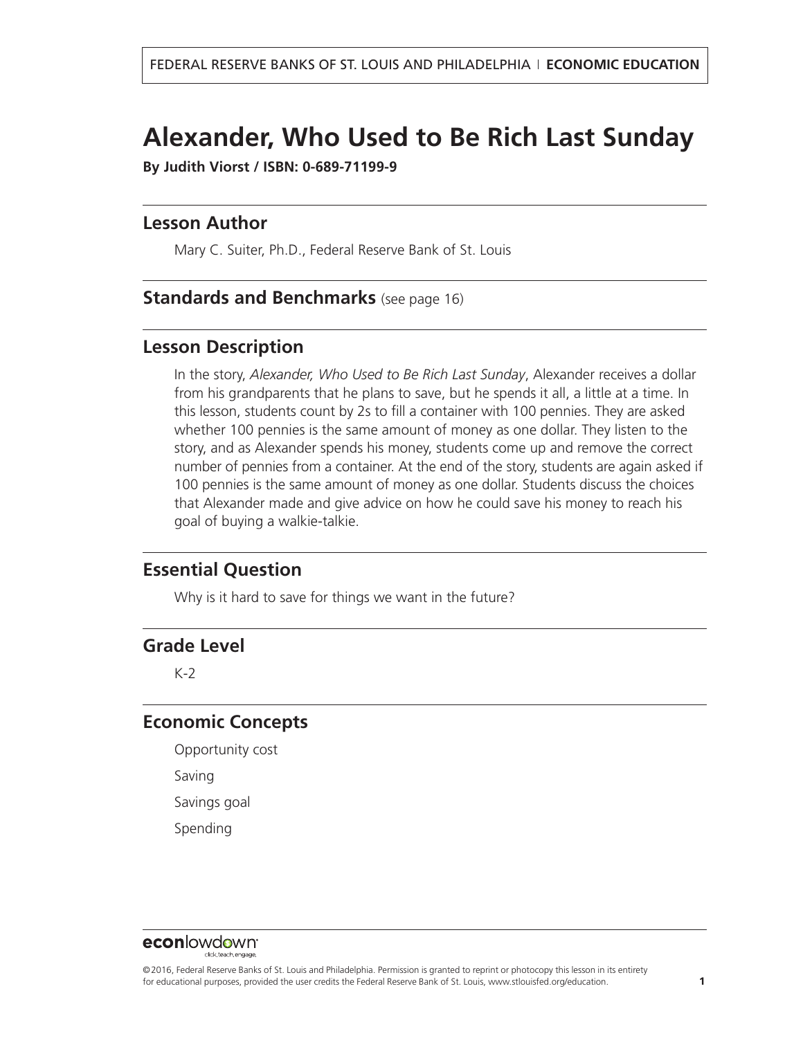# Alexander, Who Used to Be Rich Last Sunday

**By Judith Viorst / ISBN: 0-689-71199-9**

## Lesson Author

Mary C. Suiter, Ph.D., Federal Reserve Bank of St. Louis

## Standards and Benchmarks (see page 16)

## Lesson Description

In the story, *Alexander, Who Used to Be Rich Last Sunday*, Alexander receives a dollar from his grandparents that he plans to save, but he spends it all, a little at a time. In this lesson, students count by 2s to fill a container with 100 pennies. They are asked whether 100 pennies is the same amount of money as one dollar. They listen to the story, and as Alexander spends his money, students come up and remove the correct number of pennies from a container. At the end of the story, students are again asked if 100 pennies is the same amount of money as one dollar. Students discuss the choices that Alexander made and give advice on how he could save his money to reach his goal of buying a walkie-talkie.

## Essential Question

Why is it hard to save for things we want in the future?

## Grade Level

K-2

## Economic Concepts

Opportunity cost

Saving

Savings goal

Spending

©2016, Federal Reserve Banks of St. Louis and Philadelphia. Permission is granted to reprint or photocopy this lesson in its entirety for educational purposes, provided the user credits the Federal Reserve Bank of St. Louis, www.stlouisfed.org/education.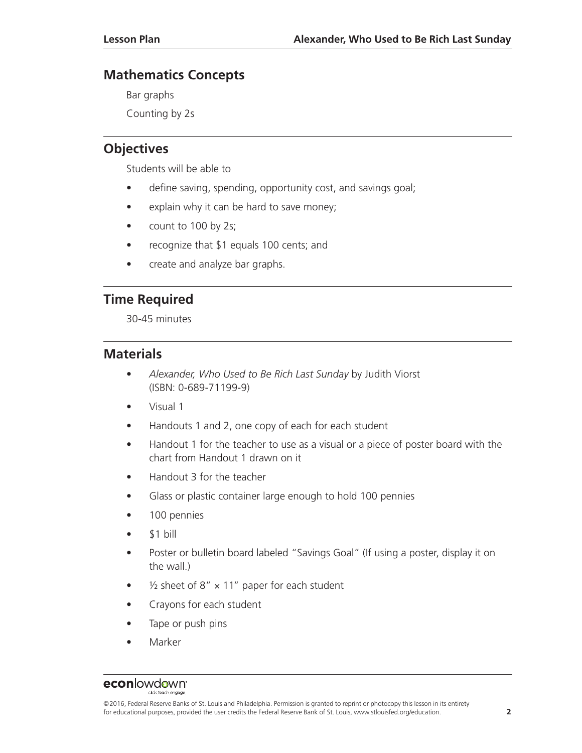## Mathematics Concepts

Bar graphs

Counting by 2s

## Objectives

Students will be able to

- define saving, spending, opportunity cost, and savings goal;
- explain why it can be hard to save money;
- count to 100 by 2s;
- recognize that $1 equals 100 cents; and
- create and analyze bar graphs.

## Time Required

30-45 minutes

## Materials

- *Alexander, Who Used to Be Rich Last Sunday* by Judith Viorst (ISBN: 0-689-71199-9)
- Visual 1
- Handouts 1 and 2, one copy of each for each student
- Handout 1 for the teacher to use as a visual or a piece of poster board with the chart from Handout 1 drawn on it
- Handout 3 for the teacher
- Glass or plastic container large enough to hold 100 pennies
- 100 pennies
- $1 bill
- Poster or bulletin board labeled "Savings Goal" (If using a poster, display it on the wall.)
- ½ sheet of 8" × 11" paper for each student
- Crayons for each student
- Tape or push pins
- Marker

©2016, Federal Reserve Banks of St. Louis and Philadelphia. Permission is granted to reprint or photocopy this lesson in its entirety for educational purposes, provided the user credits the Federal Reserve Bank of St. Louis, www.stlouisfed.org/education.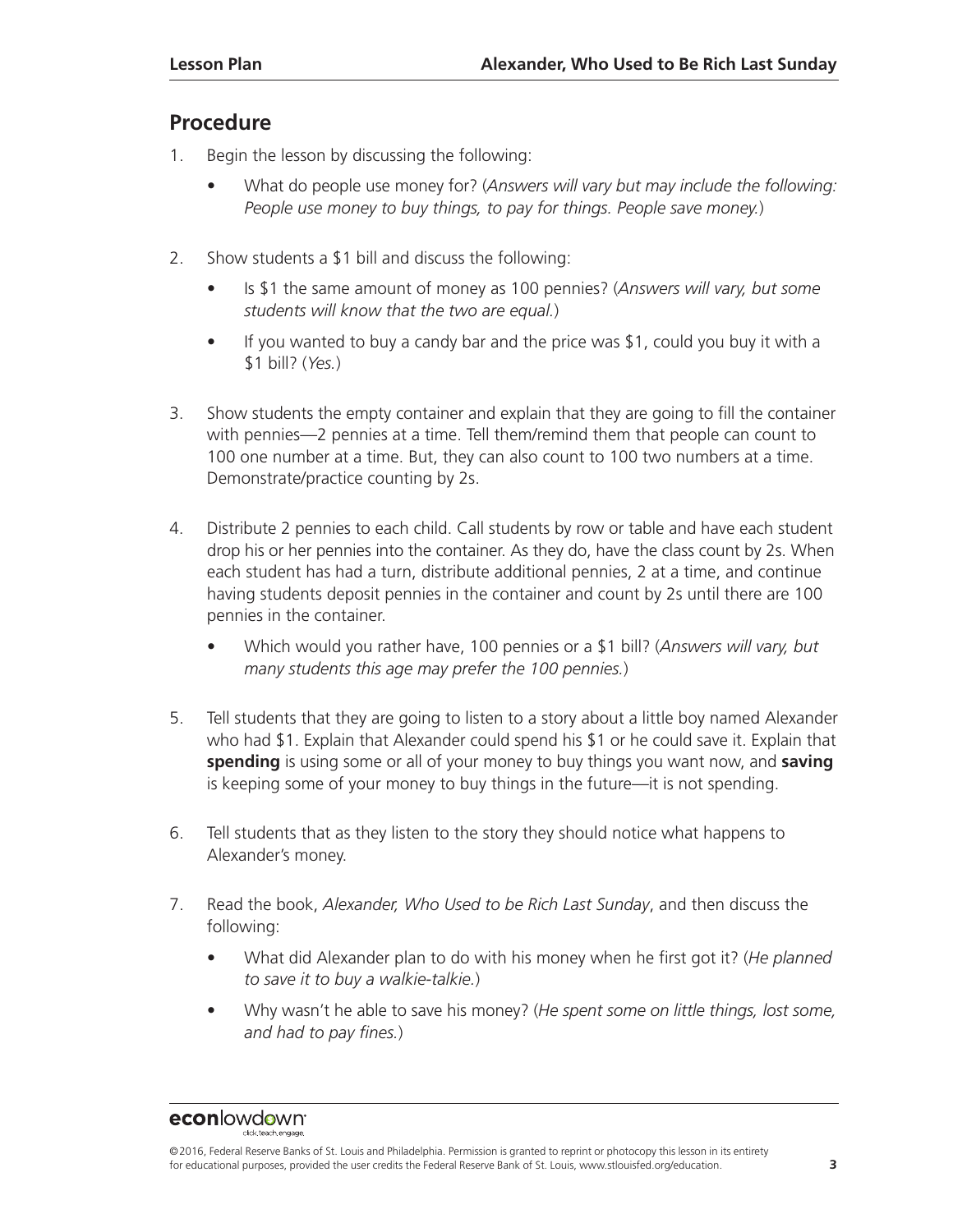## Procedure

1. Begin the lesson by discussing the following:
   - What do people use money for? (*Answers will vary but may include the following: People use money to buy things, to pay for things. People save money.*)

2. Show students a $1 bill and discuss the following:
   - Is $1 the same amount of money as 100 pennies? (*Answers will vary, but some students will know that the two are equal.*)
   - If you wanted to buy a candy bar and the price was $1, could you buy it with a $1 bill? (*Yes.*)

3. Show students the empty container and explain that they are going to fill the container with pennies—2 pennies at a time. Tell them/remind them that people can count to 100 one number at a time. But, they can also count to 100 two numbers at a time. Demonstrate/practice counting by 2s.

4. Distribute 2 pennies to each child. Call students by row or table and have each student drop his or her pennies into the container. As they do, have the class count by 2s. When each student has had a turn, distribute additional pennies, 2 at a time, and continue having students deposit pennies in the container and count by 2s until there are 100 pennies in the container.
   - Which would you rather have, 100 pennies or a $1 bill? (*Answers will vary, but many students this age may prefer the 100 pennies.*)

5. Tell students that they are going to listen to a story about a little boy named Alexander who had $1. Explain that Alexander could spend his $1 or he could save it. Explain that **spending** is using some or all of your money to buy things you want now, and **saving** is keeping some of your money to buy things in the future—it is not spending.

6. Tell students that as they listen to the story they should notice what happens to Alexander's money.

7. Read the book, *Alexander, Who Used to be Rich Last Sunday*, and then discuss the following:
   - What did Alexander plan to do with his money when he first got it? (*He planned to save it to buy a walkie-talkie.*)
   - Why wasn't he able to save his money? (*He spent some on little things, lost some, and had to pay fines.*)

©2016, Federal Reserve Banks of St. Louis and Philadelphia. Permission is granted to reprint or photocopy this lesson in its entirety for educational purposes, provided the user credits the Federal Reserve Bank of St. Louis, www.stlouisfed.org/education.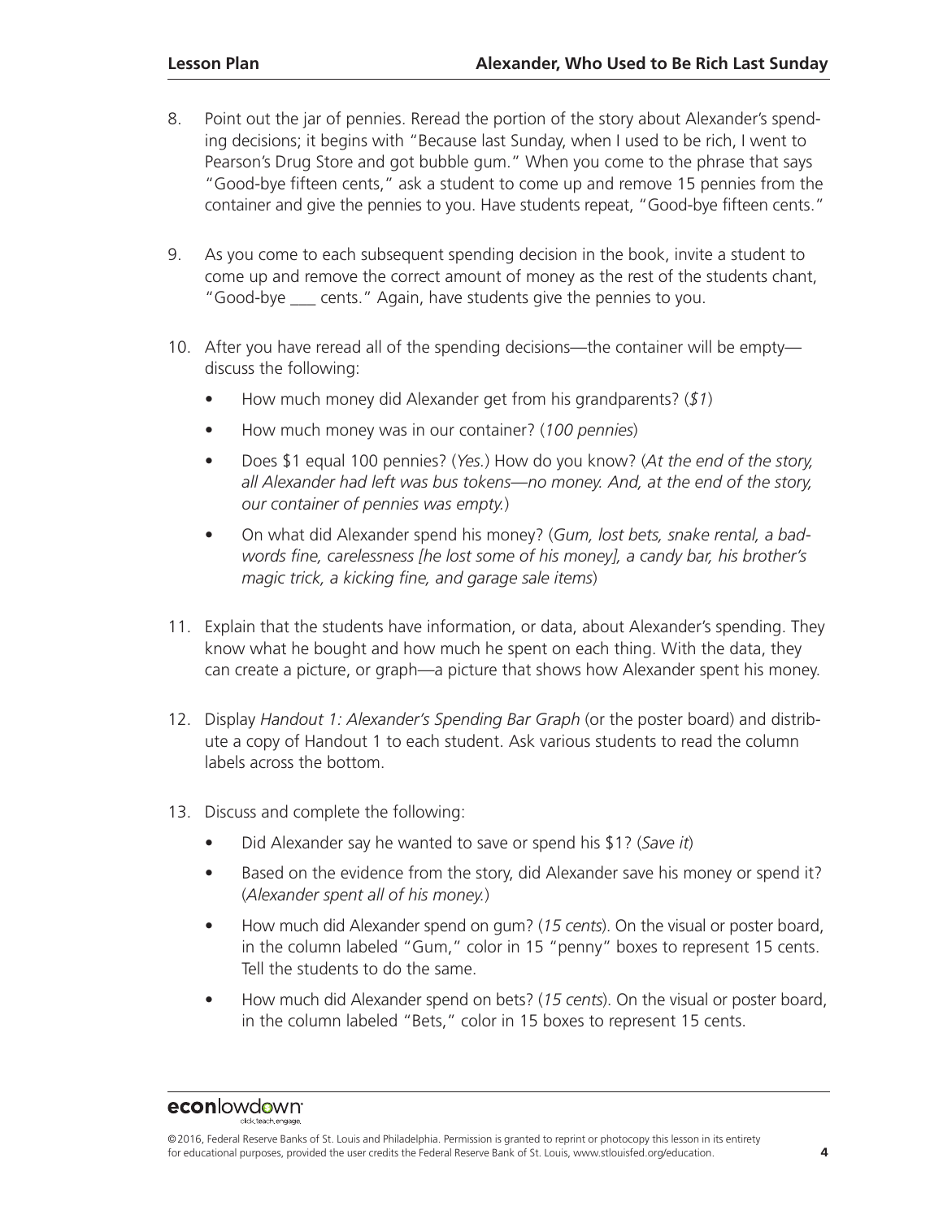8. Point out the jar of pennies. Reread the portion of the story about Alexander's spending decisions; it begins with "Because last Sunday, when I used to be rich, I went to Pearson's Drug Store and got bubble gum." When you come to the phrase that says "Good-bye fifteen cents," ask a student to come up and remove 15 pennies from the container and give the pennies to you. Have students repeat, "Good-bye fifteen cents."

9. As you come to each subsequent spending decision in the book, invite a student to come up and remove the correct amount of money as the rest of the students chant, "Good-bye ___ cents." Again, have students give the pennies to you.

10. After you have reread all of the spending decisions—the container will be empty—discuss the following:

    - How much money did Alexander get from his grandparents? (*$1*)
    - How much money was in our container? (*100 pennies*)
    - Does $1 equal 100 pennies? (*Yes.*) How do you know? (*At the end of the story, all Alexander had left was bus tokens—no money. And, at the end of the story, our container of pennies was empty.*)
    - On what did Alexander spend his money? (*Gum, lost bets, snake rental, a bad-words fine, carelessness [he lost some of his money], a candy bar, his brother's magic trick, a kicking fine, and garage sale items*)

11. Explain that the students have information, or data, about Alexander's spending. They know what he bought and how much he spent on each thing. With the data, they can create a picture, or graph—a picture that shows how Alexander spent his money.

12. Display *Handout 1: Alexander's Spending Bar Graph* (or the poster board) and distribute a copy of Handout 1 to each student. Ask various students to read the column labels across the bottom.

13. Discuss and complete the following:

    - Did Alexander say he wanted to save or spend his $1? (*Save it*)
    - Based on the evidence from the story, did Alexander save his money or spend it? (*Alexander spent all of his money.*)
    - How much did Alexander spend on gum? (*15 cents*). On the visual or poster board, in the column labeled "Gum," color in 15 "penny" boxes to represent 15 cents. Tell the students to do the same.
    - How much did Alexander spend on bets? (*15 cents*). On the visual or poster board, in the column labeled "Bets," color in 15 boxes to represent 15 cents.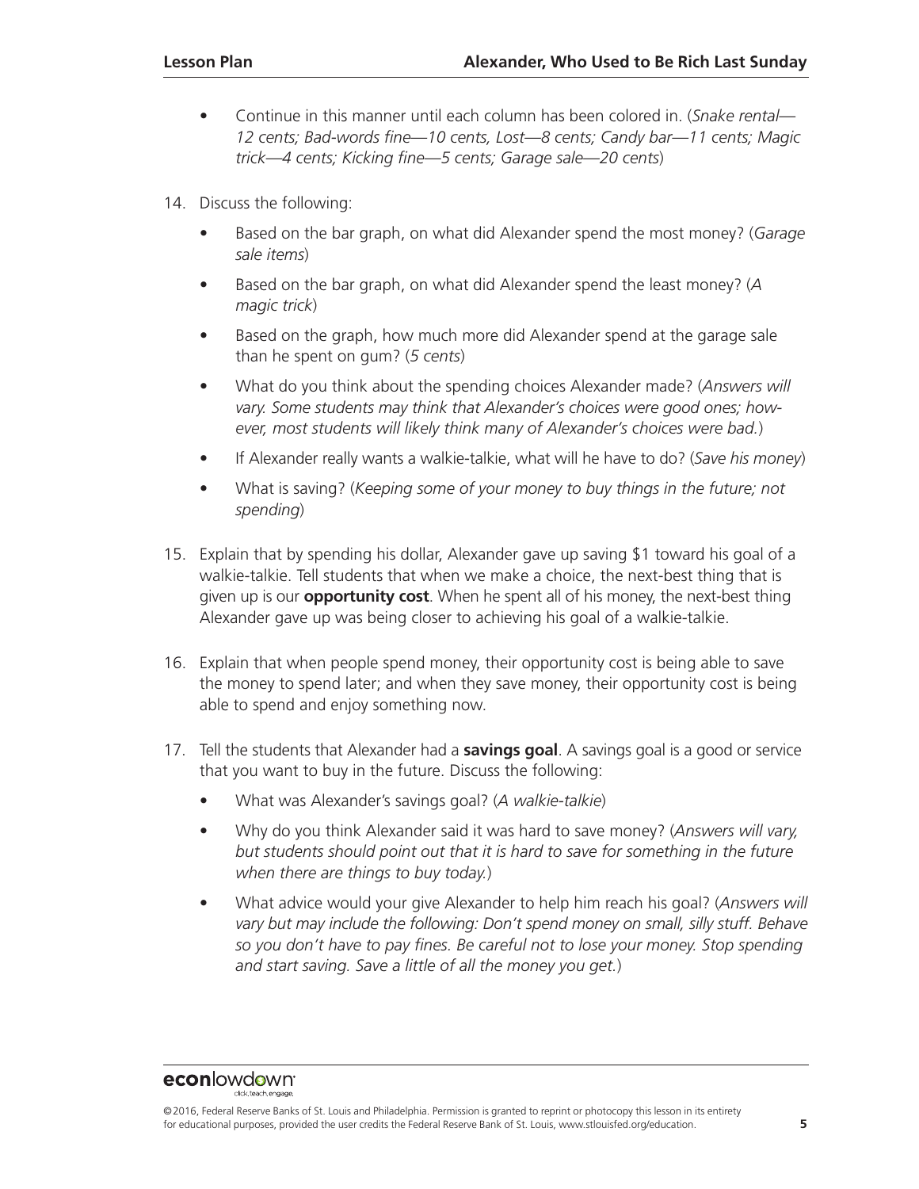- Continue in this manner until each column has been colored in. (*Snake rental—12 cents; Bad-words fine—10 cents, Lost—8 cents; Candy bar—11 cents; Magic trick—4 cents; Kicking fine—5 cents; Garage sale—20 cents*)

14. Discuss the following:
    - Based on the bar graph, on what did Alexander spend the most money? (*Garage sale items*)
    - Based on the bar graph, on what did Alexander spend the least money? (*A magic trick*)
    - Based on the graph, how much more did Alexander spend at the garage sale than he spent on gum? (*5 cents*)
    - What do you think about the spending choices Alexander made? (*Answers will vary. Some students may think that Alexander's choices were good ones; however, most students will likely think many of Alexander's choices were bad.*)
    - If Alexander really wants a walkie-talkie, what will he have to do? (*Save his money*)
    - What is saving? (*Keeping some of your money to buy things in the future; not spending*)

15. Explain that by spending his dollar, Alexander gave up saving $1 toward his goal of a walkie-talkie. Tell students that when we make a choice, the next-best thing that is given up is our **opportunity cost**. When he spent all of his money, the next-best thing Alexander gave up was being closer to achieving his goal of a walkie-talkie.

16. Explain that when people spend money, their opportunity cost is being able to save the money to spend later; and when they save money, their opportunity cost is being able to spend and enjoy something now.

17. Tell the students that Alexander had a **savings goal**. A savings goal is a good or service that you want to buy in the future. Discuss the following:
    - What was Alexander's savings goal? (*A walkie-talkie*)
    - Why do you think Alexander said it was hard to save money? (*Answers will vary, but students should point out that it is hard to save for something in the future when there are things to buy today.*)
    - What advice would your give Alexander to help him reach his goal? (*Answers will vary but may include the following: Don't spend money on small, silly stuff. Behave so you don't have to pay fines. Be careful not to lose your money. Stop spending and start saving. Save a little of all the money you get.*)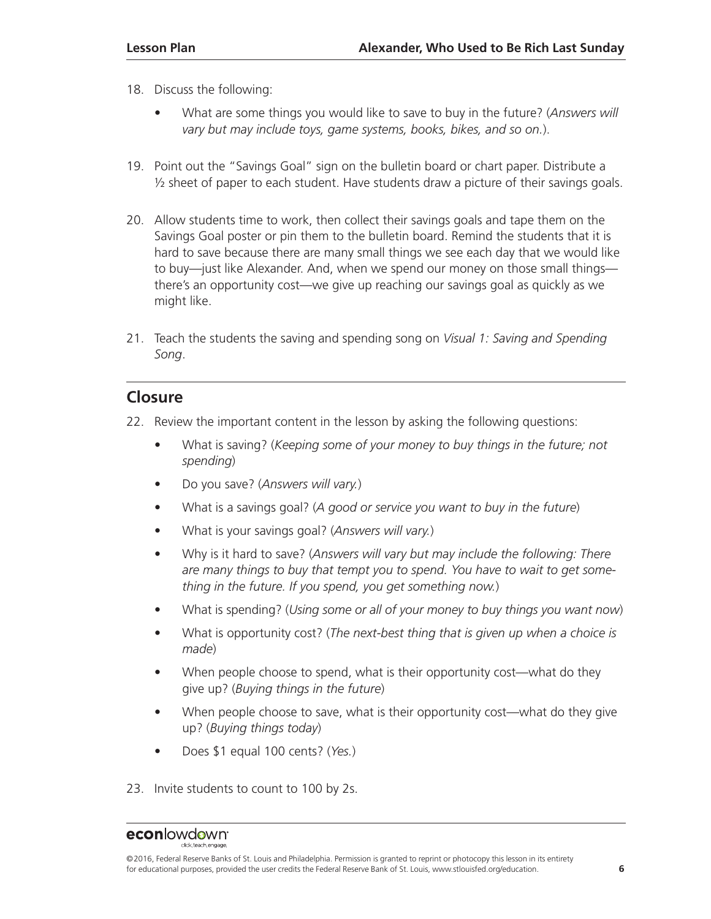18. Discuss the following:

    - What are some things you would like to save to buy in the future? (*Answers will vary but may include toys, game systems, books, bikes, and so on.*).

19. Point out the "Savings Goal" sign on the bulletin board or chart paper. Distribute a ½ sheet of paper to each student. Have students draw a picture of their savings goals.

20. Allow students time to work, then collect their savings goals and tape them on the Savings Goal poster or pin them to the bulletin board. Remind the students that it is hard to save because there are many small things we see each day that we would like to buy—just like Alexander. And, when we spend our money on those small things—there's an opportunity cost—we give up reaching our savings goal as quickly as we might like.

21. Teach the students the saving and spending song on *Visual 1: Saving and Spending Song*.

## Closure

22. Review the important content in the lesson by asking the following questions:

    - What is saving? (*Keeping some of your money to buy things in the future; not spending*)
    - Do you save? (*Answers will vary.*)
    - What is a savings goal? (*A good or service you want to buy in the future*)
    - What is your savings goal? (*Answers will vary.*)
    - Why is it hard to save? (*Answers will vary but may include the following: There are many things to buy that tempt you to spend. You have to wait to get something in the future. If you spend, you get something now.*)
    - What is spending? (*Using some or all of your money to buy things you want now*)
    - What is opportunity cost? (*The next-best thing that is given up when a choice is made*)
    - When people choose to spend, what is their opportunity cost—what do they give up? (*Buying things in the future*)
    - When people choose to save, what is their opportunity cost—what do they give up? (*Buying things today*)
    - Does $1 equal 100 cents? (*Yes.*)

23. Invite students to count to 100 by 2s.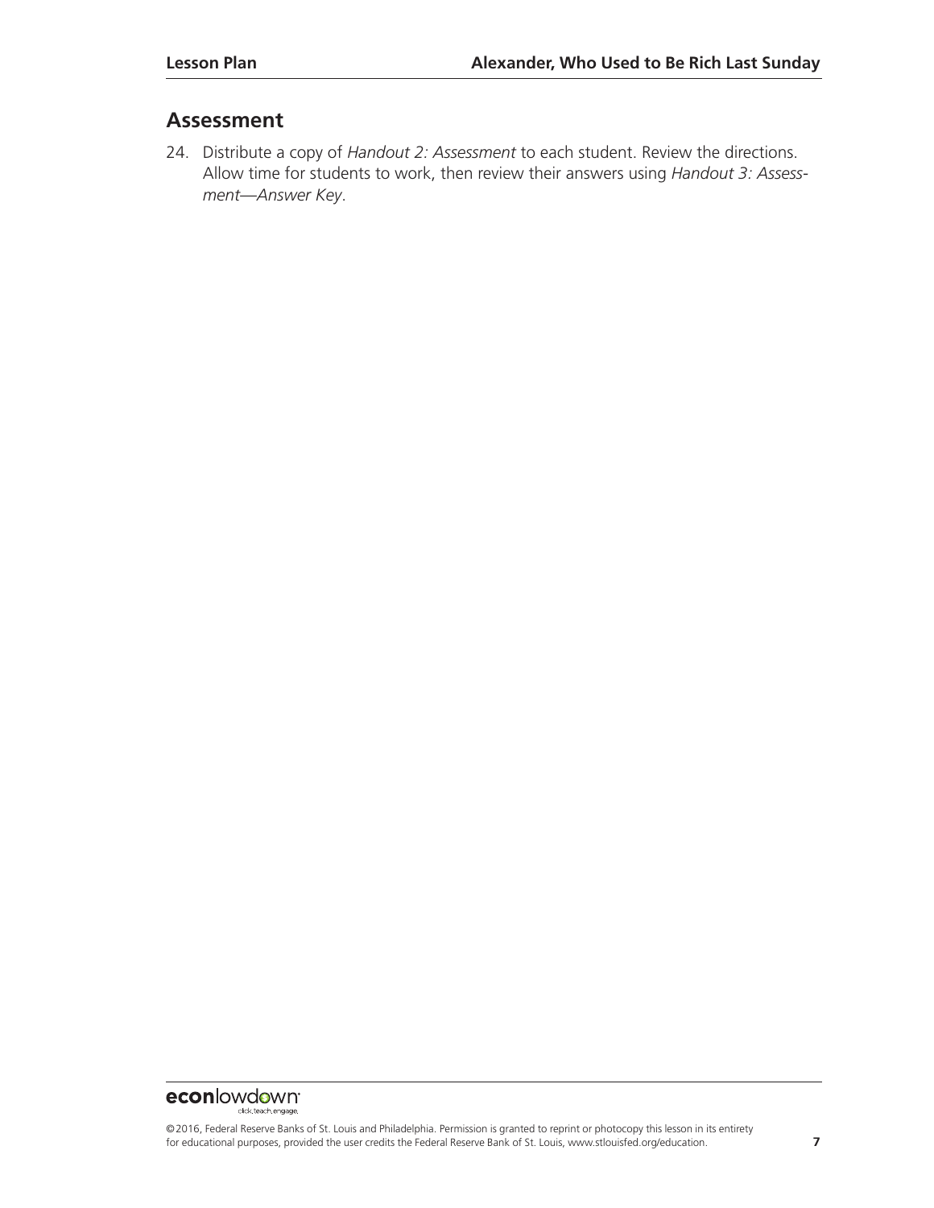## Assessment

24. Distribute a copy of *Handout 2: Assessment* to each student. Review the directions. Allow time for students to work, then review their answers using *Handout 3: Assessment—Answer Key*.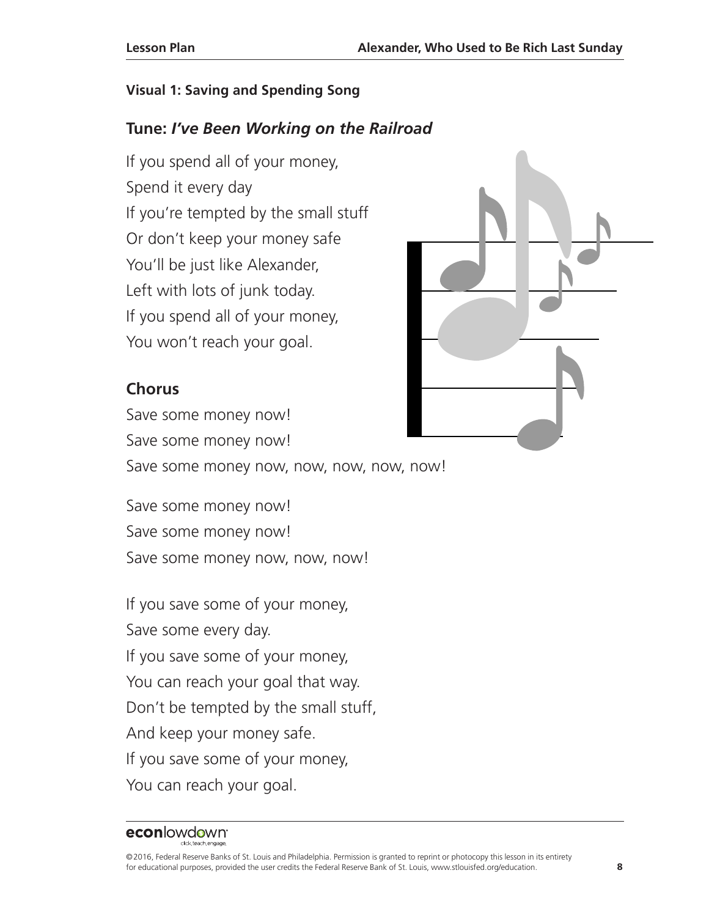**Visual 1: Saving and Spending Song**

## Tune: *I've Been Working on the Railroad*

If you spend all of your money,
Spend it every day
If you're tempted by the small stuff
Or don't keep your money safe
You'll be just like Alexander,
Left with lots of junk today.
If you spend all of your money,
You won't reach your goal.

### Chorus

Save some money now!
Save some money now!
Save some money now, now, now, now, now!

Save some money now!
Save some money now!
Save some money now, now, now!

If you save some of your money,
Save some every day.
If you save some of your money,
You can reach your goal that way.
Don't be tempted by the small stuff,
And keep your money safe.
If you save some of your money,
You can reach your goal.

©2016, Federal Reserve Banks of St. Louis and Philadelphia. Permission is granted to reprint or photocopy this lesson in its entirety for educational purposes, provided the user credits the Federal Reserve Bank of St. Louis, www.stlouisfed.org/education.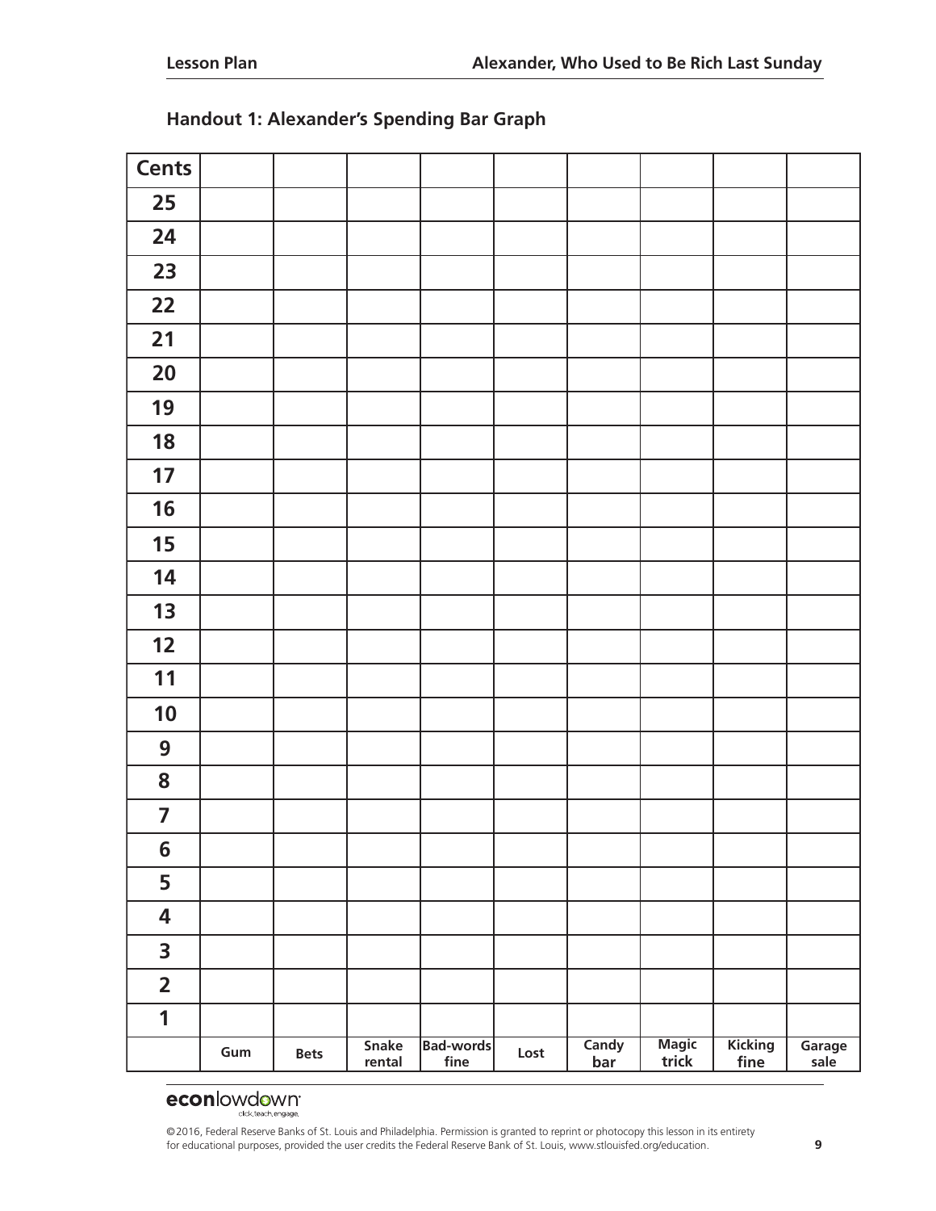## Handout 1: Alexander's Spending Bar Graph

| Cents | | | | | | | | | |
|---|---|---|---|---|---|---|---|---|---|
| 25 | | | | | | | | | |
| 24 | | | | | | | | | |
| 23 | | | | | | | | | |
| 22 | | | | | | | | | |
| 21 | | | | | | | | | |
| 20 | | | | | | | | | |
| 19 | | | | | | | | | |
| 18 | | | | | | | | | |
| 17 | | | | | | | | | |
| 16 | | | | | | | | | |
| 15 | | | | | | | | | |
| 14 | | | | | | | | | |
| 13 | | | | | | | | | |
| 12 | | | | | | | | | |
| 11 | | | | | | | | | |
| 10 | | | | | | | | | |
| 9 | | | | | | | | | |
| 8 | | | | | | | | | |
| 7 | | | | | | | | | |
| 6 | | | | | | | | | |
| 5 | | | | | | | | | |
| 4 | | | | | | | | | |
| 3 | | | | | | | | | |
| 2 | | | | | | | | | |
| 1 | | | | | | | | | |
| | Gum | Bets | Snake rental | Bad-words fine | Lost | Candy bar | Magic trick | Kicking fine | Garage sale |

©2016, Federal Reserve Banks of St. Louis and Philadelphia. Permission is granted to reprint or photocopy this lesson in its entirety for educational purposes, provided the user credits the Federal Reserve Bank of St. Louis, www.stlouisfed.org/education.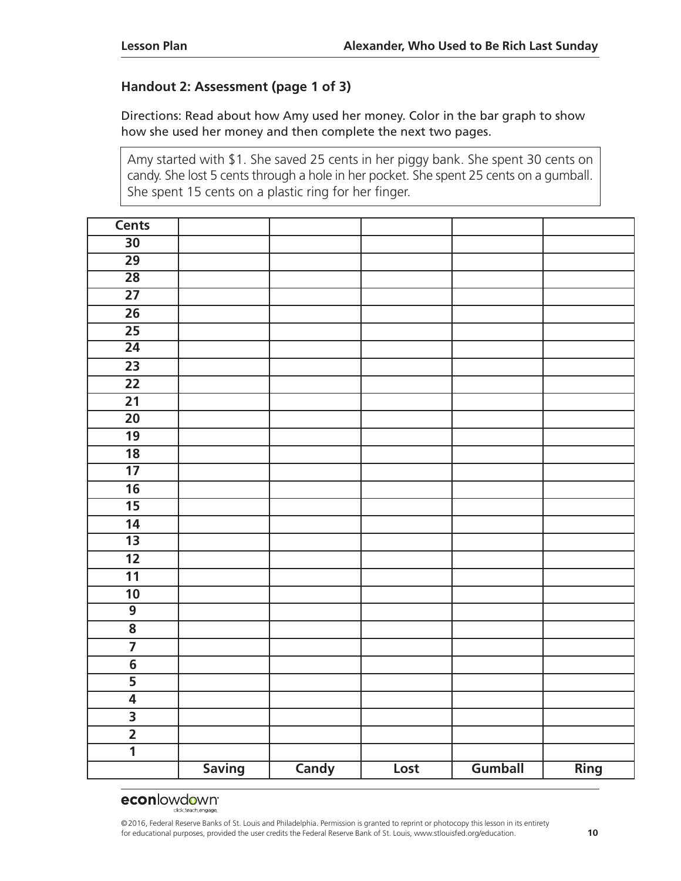### Handout 2: Assessment (page 1 of 3)

Directions: Read about how Amy used her money. Color in the bar graph to show how she used her money and then complete the next two pages.

> Amy started with $1. She saved 25 cents in her piggy bank. She spent 30 cents on candy. She lost 5 cents through a hole in her pocket. She spent 25 cents on a gumball. She spent 15 cents on a plastic ring for her finger.

| Cents | | | | | |
|---|---|---|---|---|---|
| 30 | | | | | |
| 29 | | | | | |
| 28 | | | | | |
| 27 | | | | | |
| 26 | | | | | |
| 25 | | | | | |
| 24 | | | | | |
| 23 | | | | | |
| 22 | | | | | |
| 21 | | | | | |
| 20 | | | | | |
| 19 | | | | | |
| 18 | | | | | |
| 17 | | | | | |
| 16 | | | | | |
| 15 | | | | | |
| 14 | | | | | |
| 13 | | | | | |
| 12 | | | | | |
| 11 | | | | | |
| 10 | | | | | |
| 9 | | | | | |
| 8 | | | | | |
| 7 | | | | | |
| 6 | | | | | |
| 5 | | | | | |
| 4 | | | | | |
| 3 | | | | | |
| 2 | | | | | |
| 1 | | | | | |
| | **Saving** | **Candy** | **Lost** | **Gumball** | **Ring** |

©2016, Federal Reserve Banks of St. Louis and Philadelphia. Permission is granted to reprint or photocopy this lesson in its entirety for educational purposes, provided the user credits the Federal Reserve Bank of St. Louis, www.stlouisfed.org/education.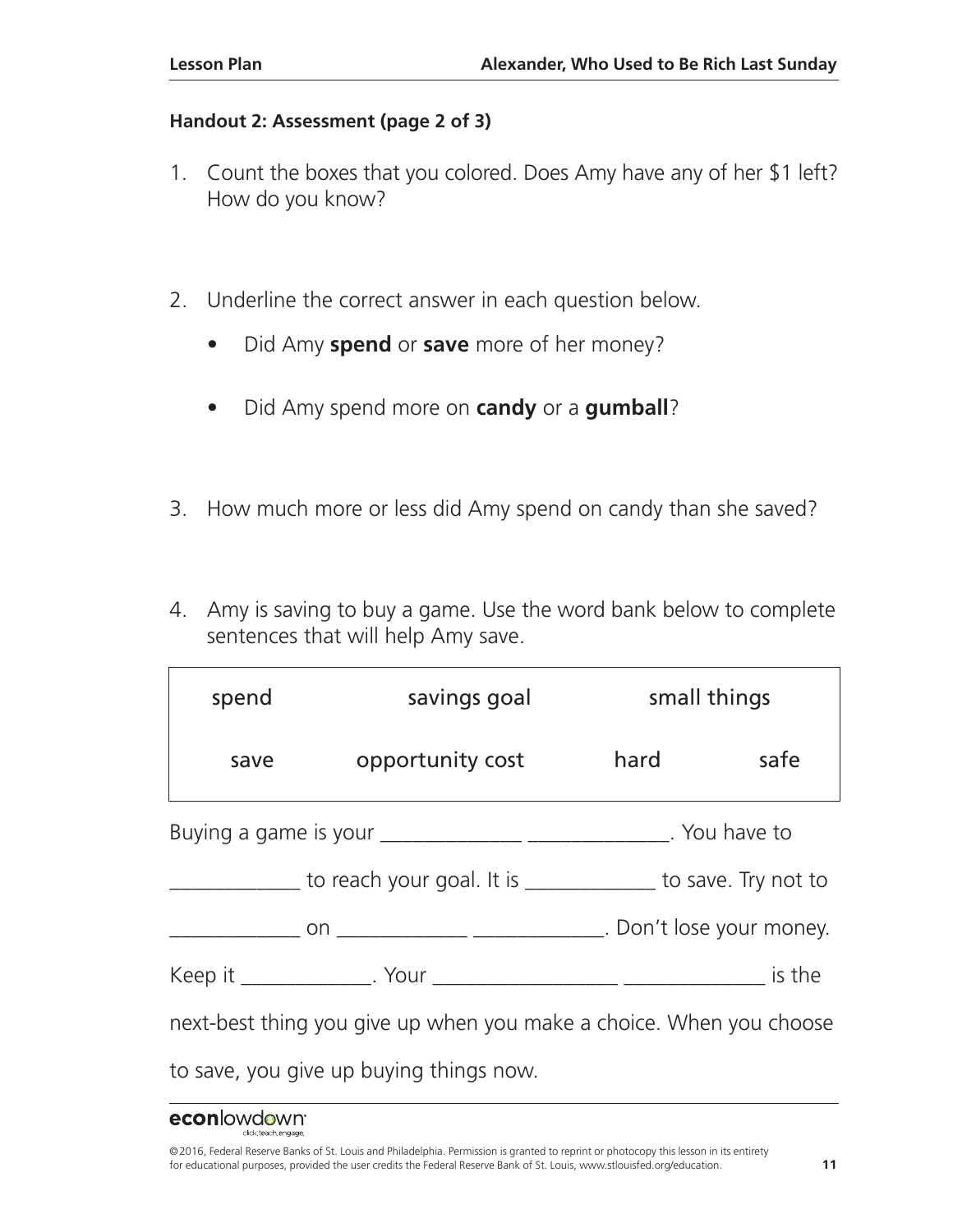### Handout 2: Assessment (page 2 of 3)

1. Count the boxes that you colored. Does Amy have any of her $1 left? How do you know?

2. Underline the correct answer in each question below.

   - Did Amy **spend** or **save** more of her money?

   - Did Amy spend more on **candy** or a **gumball**?

3. How much more or less did Amy spend on candy than she saved?

4. Amy is saving to buy a game. Use the word bank below to complete sentences that will help Amy save.

| spend | savings goal | small things | |
|---|---|---|---|
| save | opportunity cost | hard | safe |

Buying a game is your _____________ _____________. You have to _____________ to reach your goal. It is _____________ to save. Try not to _____________ on _____________ _____________. Don't lose your money. Keep it _____________. Your _________________ _____________ is the next-best thing you give up when you make a choice. When you choose to save, you give up buying things now.

©2016, Federal Reserve Banks of St. Louis and Philadelphia. Permission is granted to reprint or photocopy this lesson in its entirety for educational purposes, provided the user credits the Federal Reserve Bank of St. Louis, www.stlouisfed.org/education.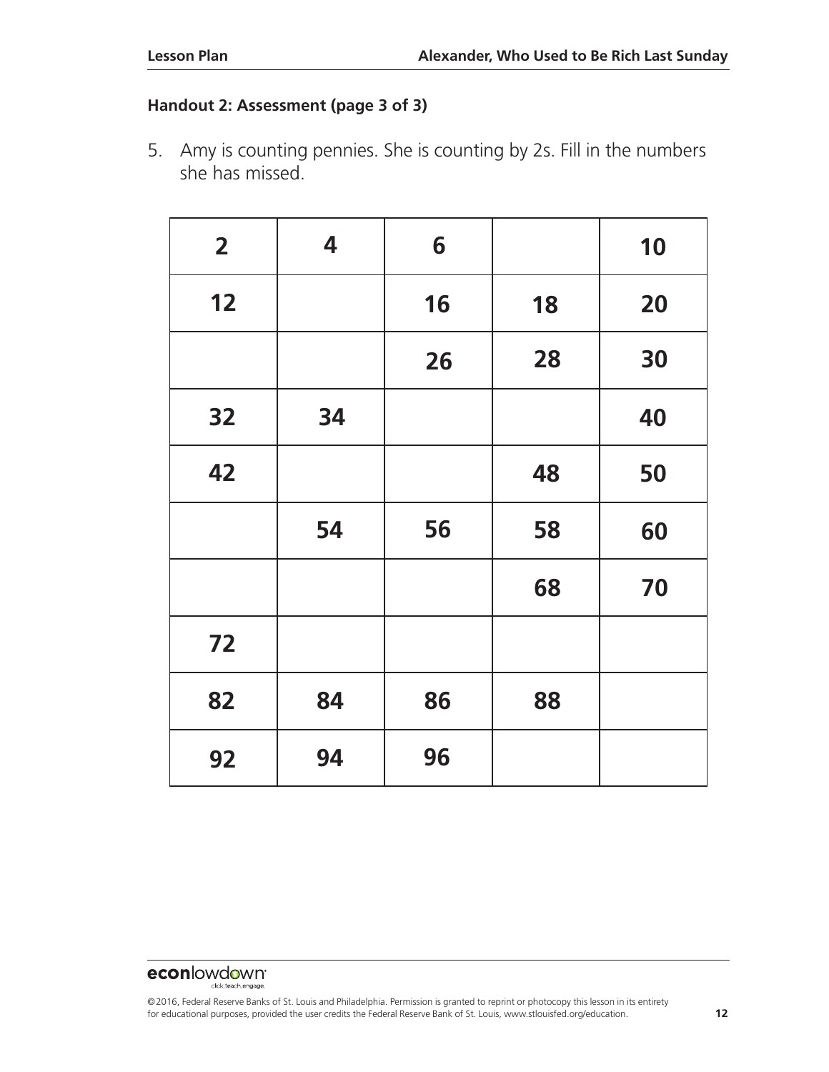**Handout 2: Assessment (page 3 of 3)**

5. Amy is counting pennies. She is counting by 2s. Fill in the numbers she has missed.

| 2 | 4 | 6 | | 10 |
|---|---|---|---|---|
| 12 | | 16 | 18 | 20 |
| | | 26 | 28 | 30 |
| 32 | 34 | | | 40 |
| 42 | | | 48 | 50 |
| | 54 | 56 | 58 | 60 |
| | | | 68 | 70 |
| 72 | | | | |
| 82 | 84 | 86 | 88 | |
| 92 | 94 | 96 | | |

econlowdown click.teach.engage.

©2016, Federal Reserve Banks of St. Louis and Philadelphia. Permission is granted to reprint or photocopy this lesson in its entirety for educational purposes, provided the user credits the Federal Reserve Bank of St. Louis, www.stlouisfed.org/education.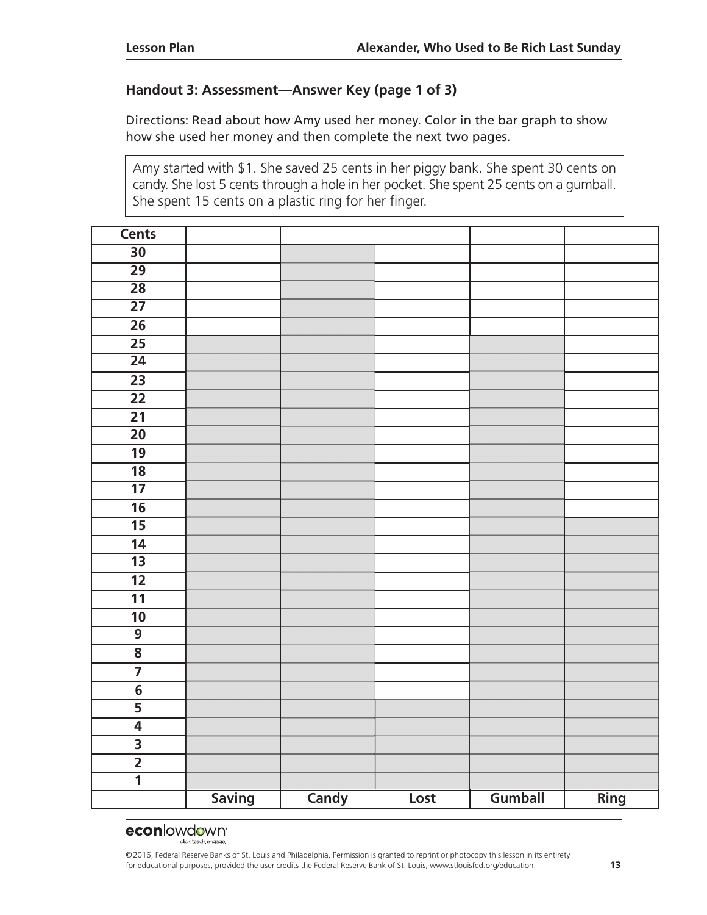## Handout 3: Assessment—Answer Key (page 1 of 3)

Directions: Read about how Amy used her money. Color in the bar graph to show how she used her money and then complete the next two pages.

> Amy started with $1. She saved 25 cents in her piggy bank. She spent 30 cents on candy. She lost 5 cents through a hole in her pocket. She spent 25 cents on a gumball. She spent 15 cents on a plastic ring for her finger.

| Cents | | | | | |
|---|---|---|---|---|---|
| 30 | | | | | |
| 29 | | | | | |
| 28 | | | | | |
| 27 | | | | | |
| 26 | | | | | |
| 25 | | | | | |
| 24 | | | | | |
| 23 | | | | | |
| 22 | | | | | |
| 21 | | | | | |
| 20 | | | | | |
| 19 | | | | | |
| 18 | | | | | |
| 17 | | | | | |
| 16 | | | | | |
| 15 | | | | | |
| 14 | | | | | |
| 13 | | | | | |
| 12 | | | | | |
| 11 | | | | | |
| 10 | | | | | |
| 9 | | | | | |
| 8 | | | | | |
| 7 | | | | | |
| 6 | | | | | |
| 5 | | | | | |
| 4 | | | | | |
| 3 | | | | | |
| 2 | | | | | |
| 1 | | | | | |
| | **Saving** | **Candy** | **Lost** | **Gumball** | **Ring** |

econlowdown click.teach.engage.

©2016, Federal Reserve Banks of St. Louis and Philadelphia. Permission is granted to reprint or photocopy this lesson in its entirety for educational purposes, provided the user credits the Federal Reserve Bank of St. Louis, www.stlouisfed.org/education.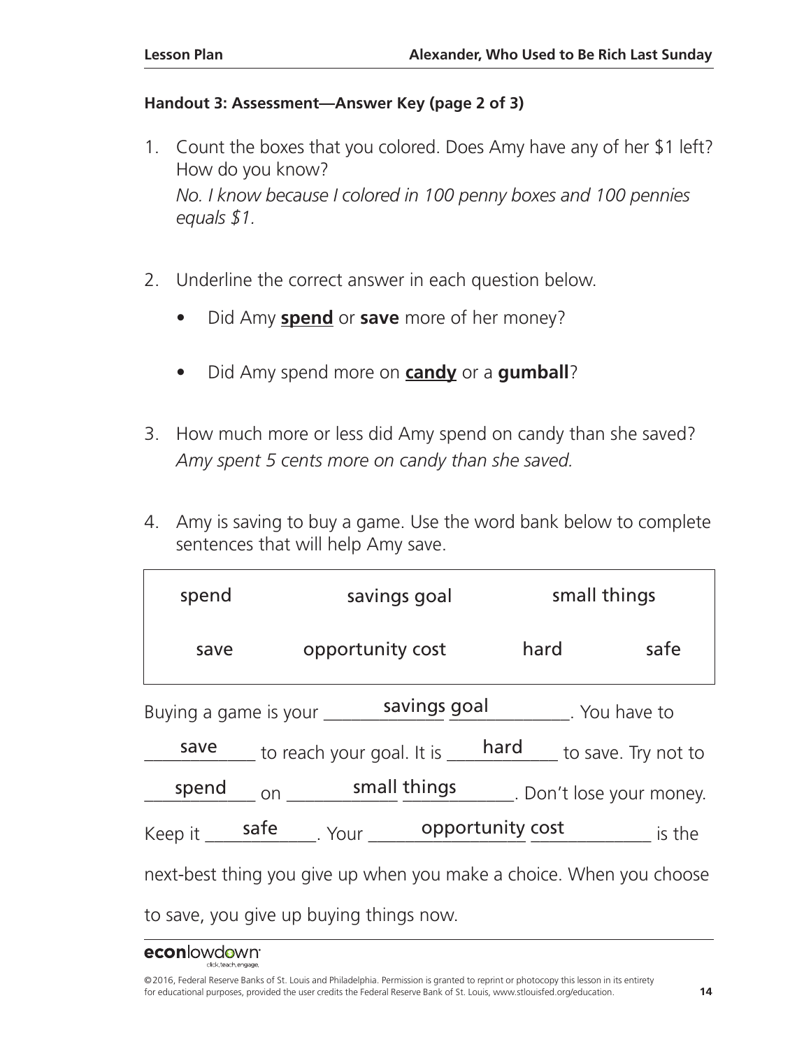**Handout 3: Assessment—Answer Key (page 2 of 3)**

1. Count the boxes that you colored. Does Amy have any of her $1 left? How do you know?
   *No. I know because I colored in 100 penny boxes and 100 pennies equals $1.*

2. Underline the correct answer in each question below.
   - Did Amy **<u>spend</u>** or **save** more of her money?
   - Did Amy spend more on **<u>candy</u>** or a **gumball**?

3. How much more or less did Amy spend on candy than she saved?
   *Amy spent 5 cents more on candy than she saved.*

4. Amy is saving to buy a game. Use the word bank below to complete sentences that will help Amy save.

| spend | savings goal | small things | |
|---|---|---|---|
| save | opportunity cost | hard | safe |

Buying a game is your ______savings goal______. You have to ___save___ to reach your goal. It is ___hard___ to save. Try not to ___spend___ on ______small things______. Don't lose your money. Keep it ___safe___. Your ______opportunity cost______ is the next-best thing you give up when you make a choice. When you choose to save, you give up buying things now.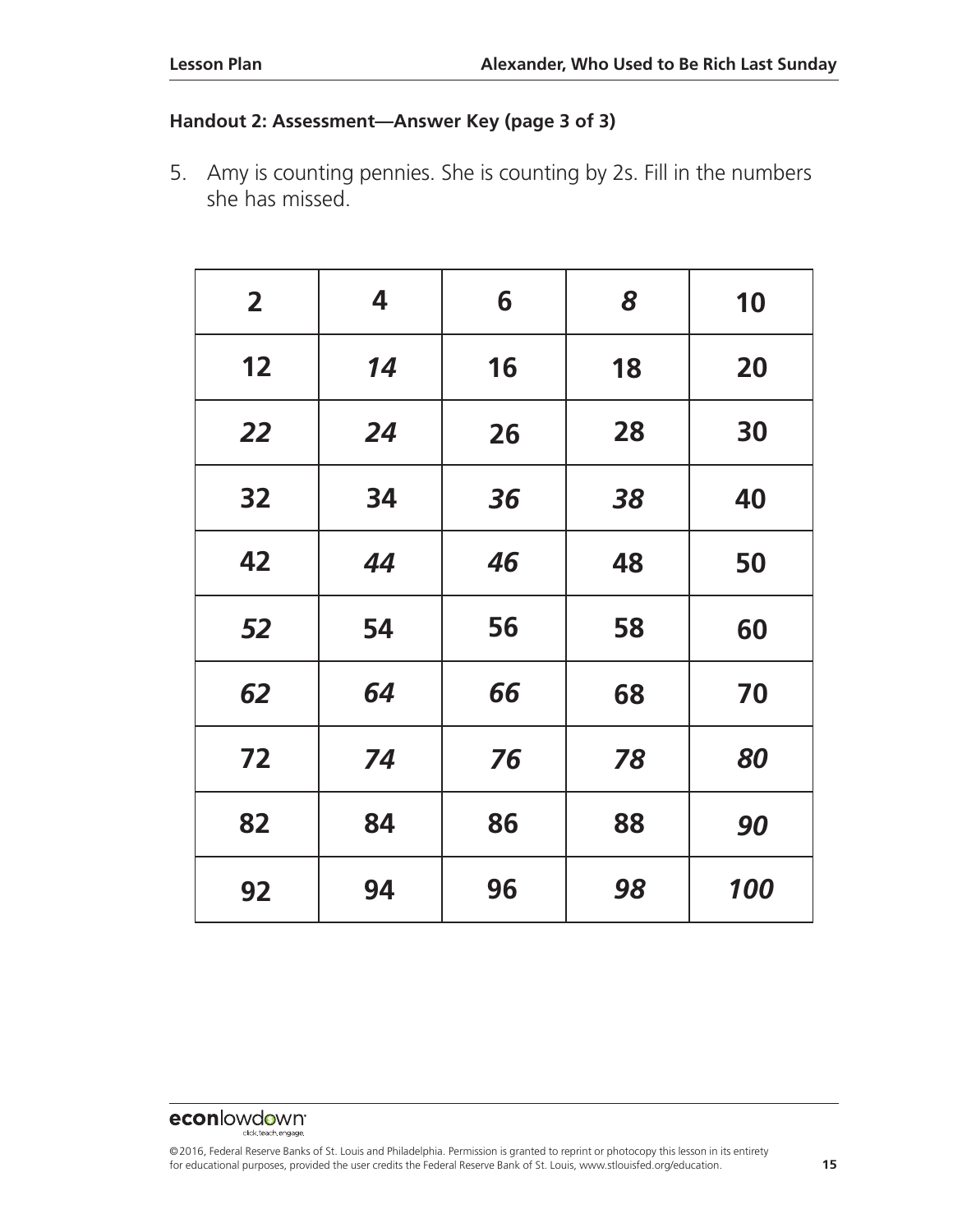**Handout 2: Assessment—Answer Key (page 3 of 3)**

5. Amy is counting pennies. She is counting by 2s. Fill in the numbers she has missed.

| | | | | |
|---|---|---|---|---|
| **2** | **4** | **6** | ***8*** | **10** |
| **12** | ***14*** | **16** | **18** | **20** |
| ***22*** | ***24*** | **26** | **28** | **30** |
| **32** | **34** | ***36*** | ***38*** | **40** |
| **42** | ***44*** | ***46*** | **48** | **50** |
| ***52*** | **54** | **56** | **58** | **60** |
| ***62*** | ***64*** | ***66*** | **68** | **70** |
| **72** | ***74*** | ***76*** | ***78*** | ***80*** |
| **82** | **84** | **86** | **88** | ***90*** |
| **92** | **94** | **96** | ***98*** | ***100*** |

©2016, Federal Reserve Banks of St. Louis and Philadelphia. Permission is granted to reprint or photocopy this lesson in its entirety for educational purposes, provided the user credits the Federal Reserve Bank of St. Louis, www.stlouisfed.org/education.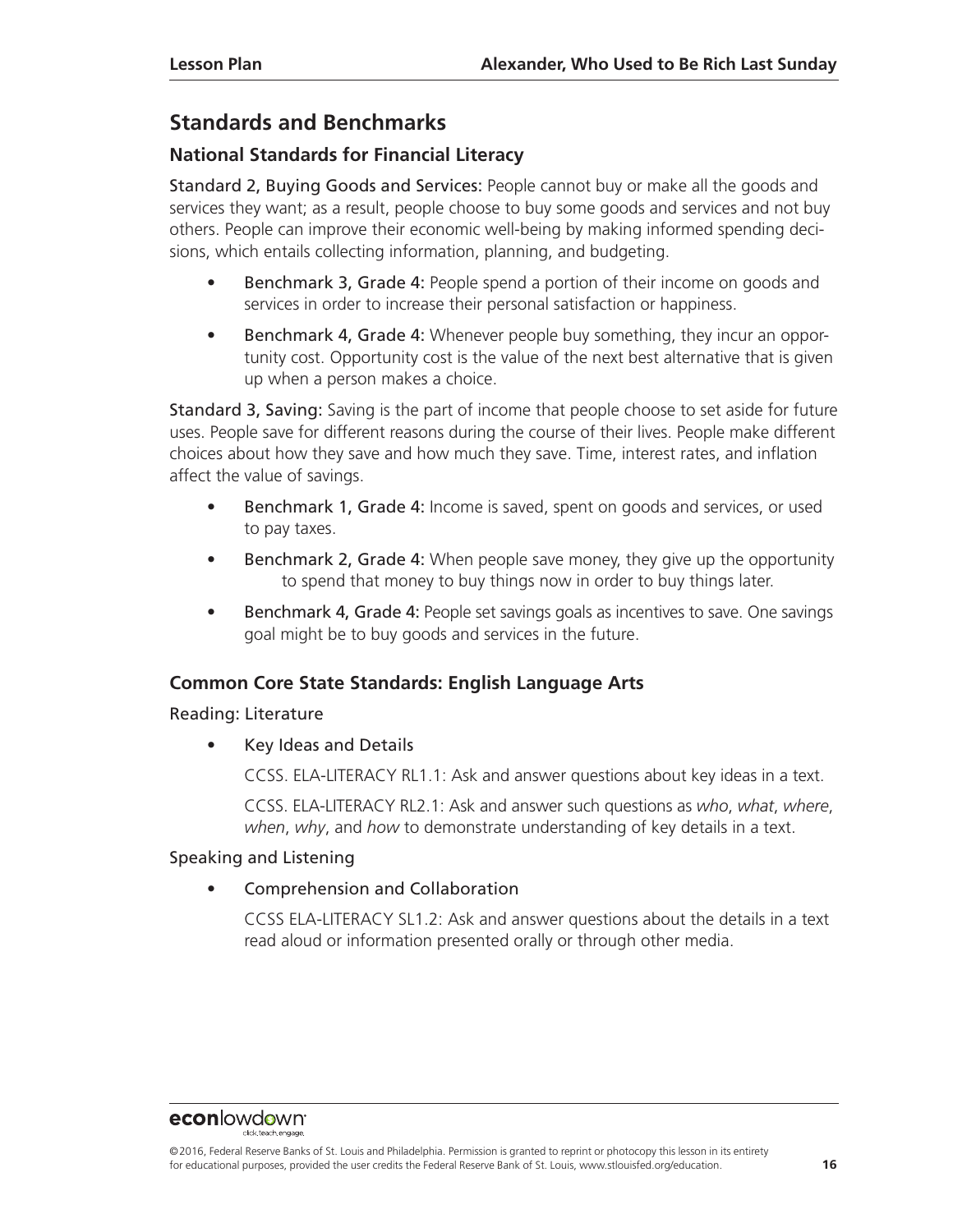## Standards and Benchmarks

### National Standards for Financial Literacy

Standard 2, Buying Goods and Services: People cannot buy or make all the goods and services they want; as a result, people choose to buy some goods and services and not buy others. People can improve their economic well-being by making informed spending decisions, which entails collecting information, planning, and budgeting.

- Benchmark 3, Grade 4: People spend a portion of their income on goods and services in order to increase their personal satisfaction or happiness.
- Benchmark 4, Grade 4: Whenever people buy something, they incur an opportunity cost. Opportunity cost is the value of the next best alternative that is given up when a person makes a choice.

Standard 3, Saving: Saving is the part of income that people choose to set aside for future uses. People save for different reasons during the course of their lives. People make different choices about how they save and how much they save. Time, interest rates, and inflation affect the value of savings.

- Benchmark 1, Grade 4: Income is saved, spent on goods and services, or used to pay taxes.
- Benchmark 2, Grade 4: When people save money, they give up the opportunity to spend that money to buy things now in order to buy things later.
- Benchmark 4, Grade 4: People set savings goals as incentives to save. One savings goal might be to buy goods and services in the future.

### Common Core State Standards: English Language Arts

Reading: Literature

- Key Ideas and Details

  CCSS. ELA-LITERACY RL1.1: Ask and answer questions about key ideas in a text.

  CCSS. ELA-LITERACY RL2.1: Ask and answer such questions as *who*, *what*, *where*, *when*, *why*, and *how* to demonstrate understanding of key details in a text.

Speaking and Listening

- Comprehension and Collaboration

  CCSS ELA-LITERACY SL1.2: Ask and answer questions about the details in a text read aloud or information presented orally or through other media.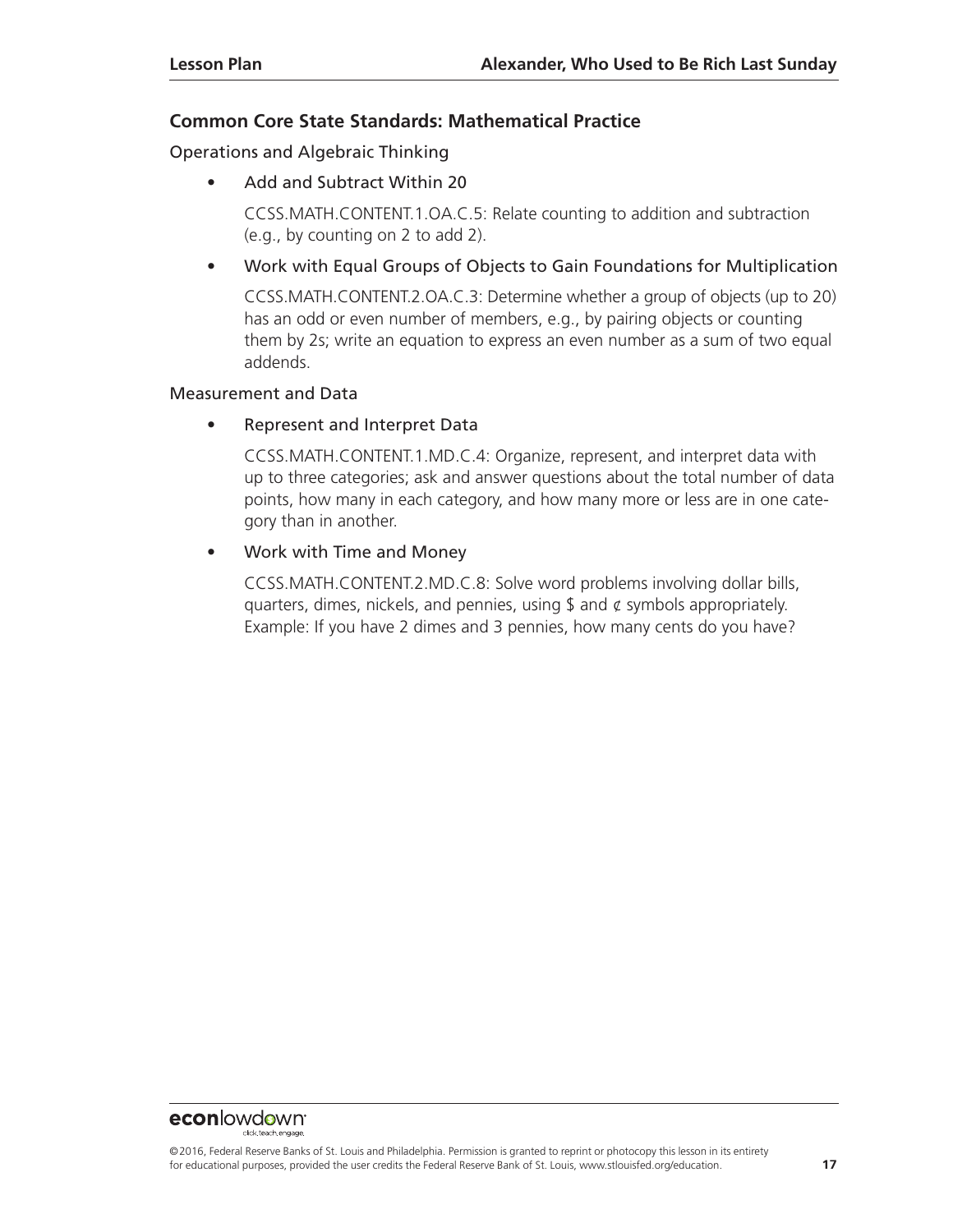## Common Core State Standards: Mathematical Practice

Operations and Algebraic Thinking

- Add and Subtract Within 20

  CCSS.MATH.CONTENT.1.OA.C.5: Relate counting to addition and subtraction (e.g., by counting on 2 to add 2).

- Work with Equal Groups of Objects to Gain Foundations for Multiplication

  CCSS.MATH.CONTENT.2.OA.C.3: Determine whether a group of objects (up to 20) has an odd or even number of members, e.g., by pairing objects or counting them by 2s; write an equation to express an even number as a sum of two equal addends.

Measurement and Data

- Represent and Interpret Data

  CCSS.MATH.CONTENT.1.MD.C.4: Organize, represent, and interpret data with up to three categories; ask and answer questions about the total number of data points, how many in each category, and how many more or less are in one category than in another.

- Work with Time and Money

  CCSS.MATH.CONTENT.2.MD.C.8: Solve word problems involving dollar bills, quarters, dimes, nickels, and pennies, using $ and ¢ symbols appropriately. Example: If you have 2 dimes and 3 pennies, how many cents do you have?

©2016, Federal Reserve Banks of St. Louis and Philadelphia. Permission is granted to reprint or photocopy this lesson in its entirety for educational purposes, provided the user credits the Federal Reserve Bank of St. Louis, www.stlouisfed.org/education.